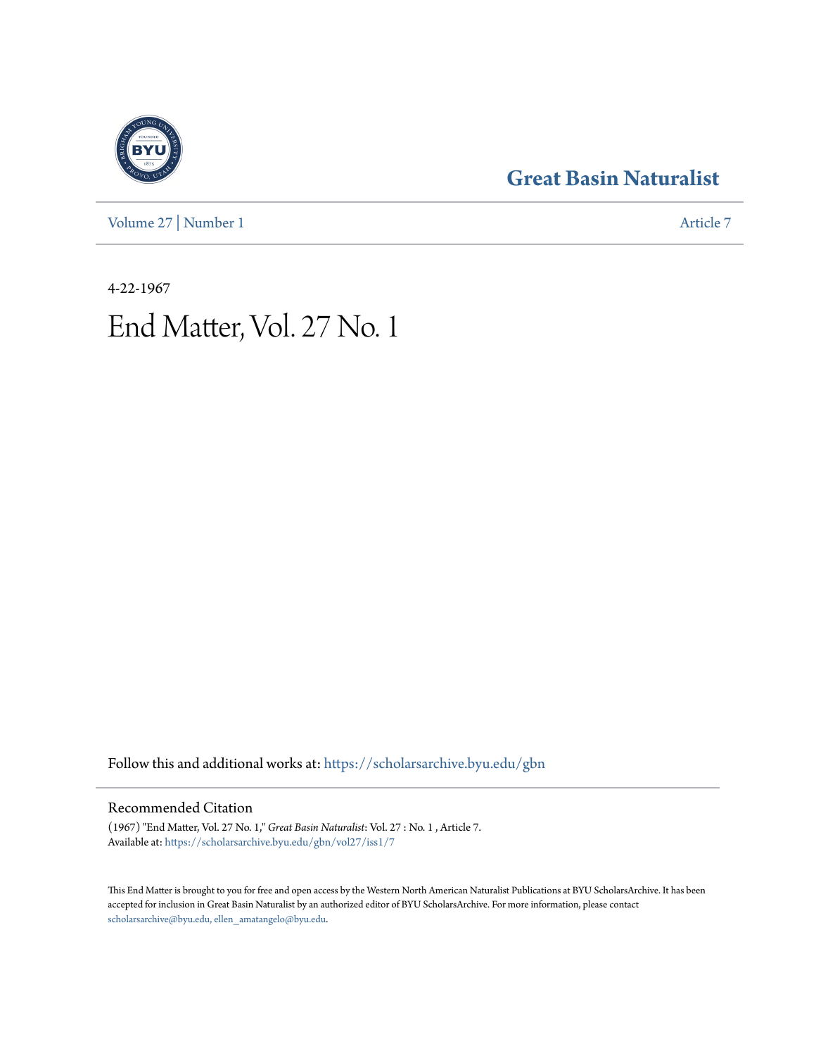# Great Basin Naturalist

Volume 27 | Number 1

Article 7

4-22-1967

# End Matter, Vol. 27 No. 1

Follow this and additional works at: https://scholarsarchive.byu.edu/gbn

## Recommended Citation

(1967) "End Matter, Vol. 27 No. 1," *Great Basin Naturalist*: Vol. 27 : No. 1 , Article 7.
Available at: https://scholarsarchive.byu.edu/gbn/vol27/iss1/7

This End Matter is brought to you for free and open access by the Western North American Naturalist Publications at BYU ScholarsArchive. It has been accepted for inclusion in Great Basin Naturalist by an authorized editor of BYU ScholarsArchive. For more information, please contact scholarsarchive@byu.edu, ellen_amatangelo@byu.edu.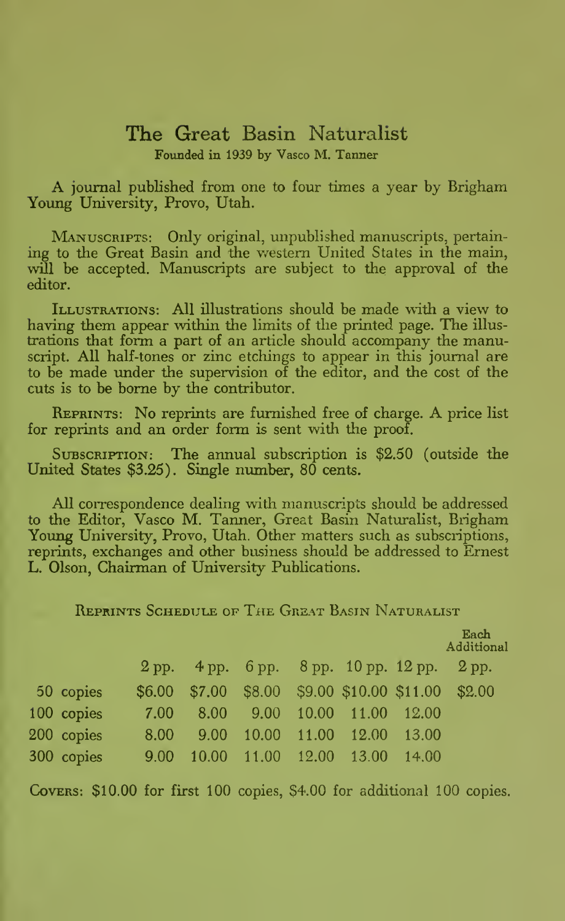# The Great Basin Naturalist

Founded in 1939 by Vasco M. Tanner

A journal published from one to four times a year by Brigham Young University, Provo, Utah.

MANUSCRIPTS: Only original, unpublished manuscripts, pertaining to the Great Basin and the western United States in the main, will be accepted. Manuscripts are subject to the approval of the editor.

ILLUSTRATIONS: All illustrations should be made with a view to having them appear within the limits of the printed page. The illustrations that form a part of an article should accompany the manuscript. All half-tones or zinc etchings to appear in this journal are to be made under the supervision of the editor, and the cost of the cuts is to be borne by the contributor.

REPRINTS: No reprints are furnished free of charge. A price list for reprints and an order form is sent with the proof.

SUBSCRIPTION: The annual subscription is $2.50 (outside the United States $3.25). Single number, 80 cents.

All correspondence dealing with manuscripts should be addressed to the Editor, Vasco M. Tanner, Great Basin Naturalist, Brigham Young University, Provo, Utah. Other matters such as subscriptions, reprints, exchanges and other business should be addressed to Ernest L. Olson, Chairman of University Publications.

REPRINTS SCHEDULE OF THE GREAT BASIN NATURALIST

| | 2 pp. | 4 pp. | 6 pp. | 8 pp. | 10 pp. | 12 pp. | Each Additional 2 pp. |
|---|---|---|---|---|---|---|---|
| 50 copies | $6.00 | $7.00 | $8.00 | $9.00 | $10.00 | $11.00 | $2.00 |
| 100 copies | 7.00 | 8.00 | 9.00 | 10.00 | 11.00 | 12.00 | |
| 200 copies | 8.00 | 9.00 | 10.00 | 11.00 | 12.00 | 13.00 | |
| 300 copies | 9.00 | 10.00 | 11.00 | 12.00 | 13.00 | 14.00 | |

COVERS: $10.00 for first 100 copies, $4.00 for additional 100 copies.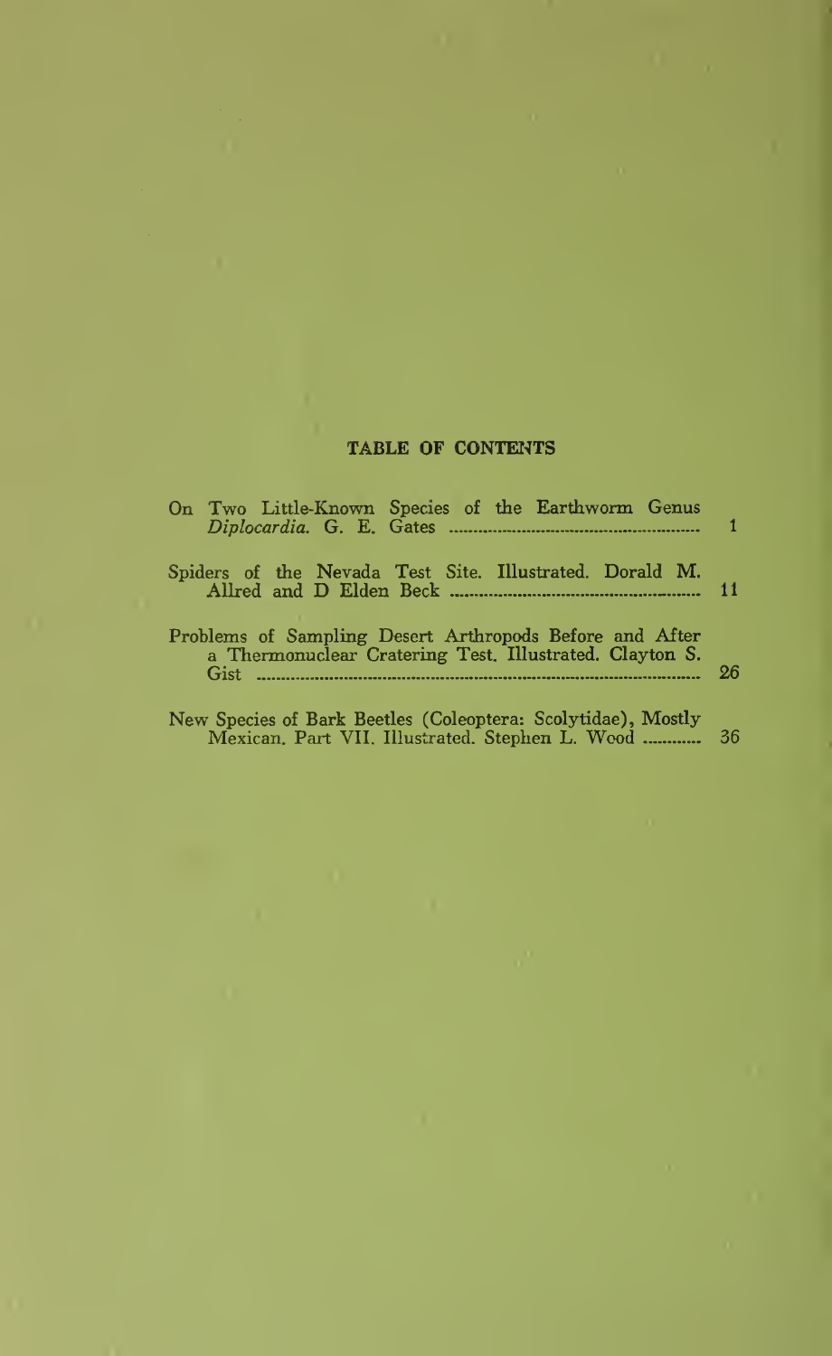## TABLE OF CONTENTS

On Two Little-Known Species of the Earthworm Genus *Diplocardia*. G. E. Gates ........ 1

Spiders of the Nevada Test Site. Illustrated. Dorald M. Allred and D Elden Beck ........ 11

Problems of Sampling Desert Arthropods Before and After a Thermonuclear Cratering Test. Illustrated. Clayton S. Gist ........ 26

New Species of Bark Beetles (Coleoptera: Scolytidae), Mostly Mexican. Part VII. Illustrated. Stephen L. Wood ........ 36